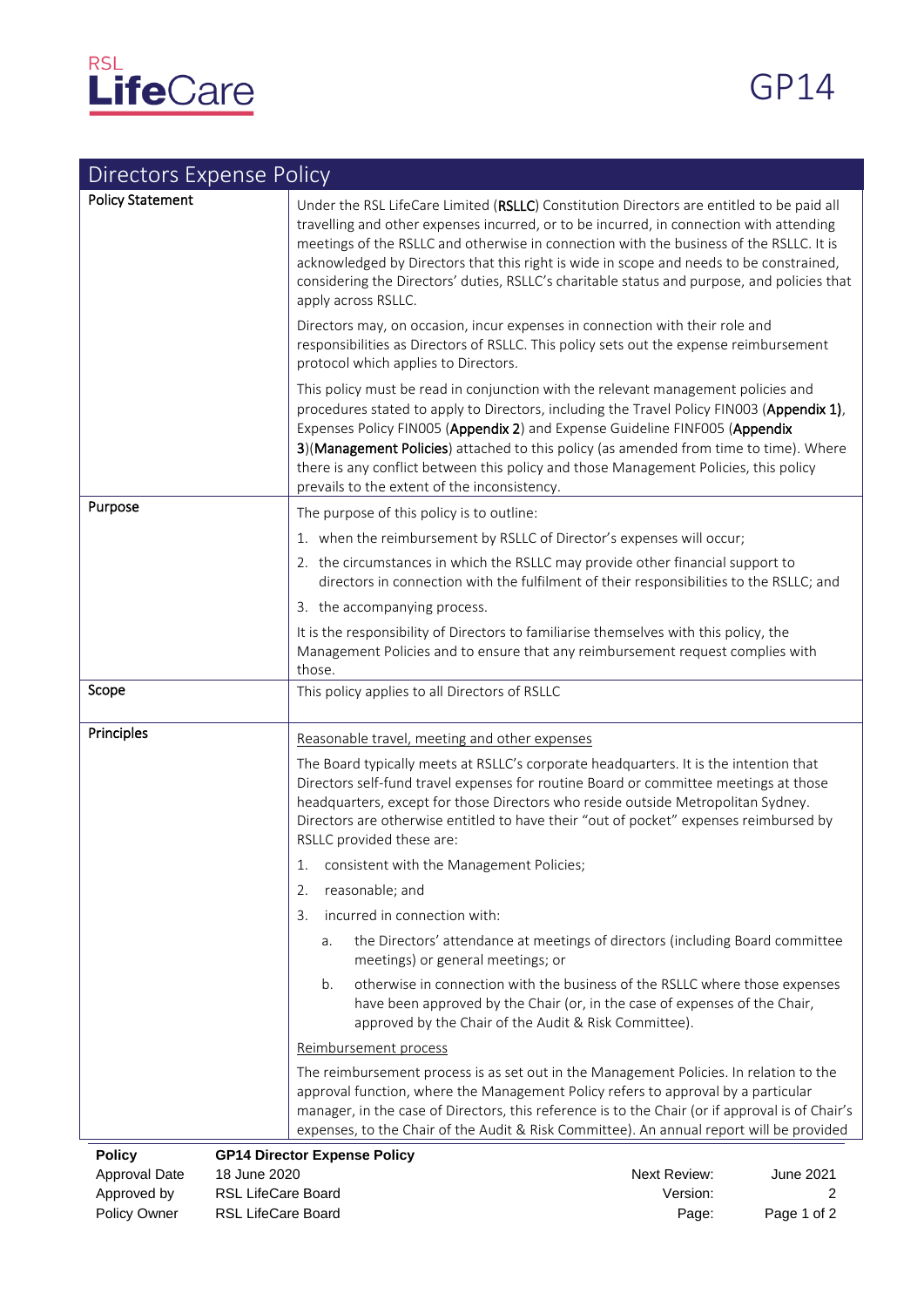# Directors Expense Policy

GP14

| | |
|---|---|
| **Policy Statement** | Under the RSL LifeCare Limited (**RSLLC**) Constitution Directors are entitled to be paid all travelling and other expenses incurred, or to be incurred, in connection with attending meetings of the RSLLC and otherwise in connection with the business of the RSLLC. It is acknowledged by Directors that this right is wide in scope and needs to be constrained, considering the Directors' duties, RSLLC's charitable status and purpose, and policies that apply across RSLLC.<br><br>Directors may, on occasion, incur expenses in connection with their role and responsibilities as Directors of RSLLC. This policy sets out the expense reimbursement protocol which applies to Directors.<br><br>This policy must be read in conjunction with the relevant management policies and procedures stated to apply to Directors, including the Travel Policy FIN003 (**Appendix 1)**, Expenses Policy FIN005 (**Appendix 2**) and Expense Guideline FINF005 (**Appendix 3**)(**Management Policies**) attached to this policy (as amended from time to time). Where there is any conflict between this policy and those Management Policies, this policy prevails to the extent of the inconsistency. |
| **Purpose** | The purpose of this policy is to outline:<br><br>1. when the reimbursement by RSLLC of Director's expenses will occur;<br>2. the circumstances in which the RSLLC may provide other financial support to directors in connection with the fulfilment of their responsibilities to the RSLLC; and<br>3. the accompanying process.<br><br>It is the responsibility of Directors to familiarise themselves with this policy, the Management Policies and to ensure that any reimbursement request complies with those. |
| **Scope** | This policy applies to all Directors of RSLLC |
| **Principles** | <u>Reasonable travel, meeting and other expenses</u><br><br>The Board typically meets at RSLLC's corporate headquarters. It is the intention that Directors self-fund travel expenses for routine Board or committee meetings at those headquarters, except for those Directors who reside outside Metropolitan Sydney. Directors are otherwise entitled to have their "out of pocket" expenses reimbursed by RSLLC provided these are:<br><br>1. consistent with the Management Policies;<br>2. reasonable; and<br>3. incurred in connection with:<br>&nbsp;&nbsp;&nbsp;&nbsp;a. the Directors' attendance at meetings of directors (including Board committee meetings) or general meetings; or<br>&nbsp;&nbsp;&nbsp;&nbsp;b. otherwise in connection with the business of the RSLLC where those expenses have been approved by the Chair (or, in the case of expenses of the Chair, approved by the Chair of the Audit & Risk Committee).<br><br><u>Reimbursement process</u><br><br>The reimbursement process is as set out in the Management Policies. In relation to the approval function, where the Management Policy refers to approval by a particular manager, in the case of Directors, this reference is to the Chair (or if approval is of Chair's expenses, to the Chair of the Audit & Risk Committee). An annual report will be provided |

| | | | |
|---|---|---|---|
| **Policy** | **GP14 Director Expense Policy** | | |
| Approval Date | 18 June 2020 | Next Review: | June 2021 |
| Approved by | RSL LifeCare Board | Version: | 2 |
| Policy Owner | RSL LifeCare Board | | |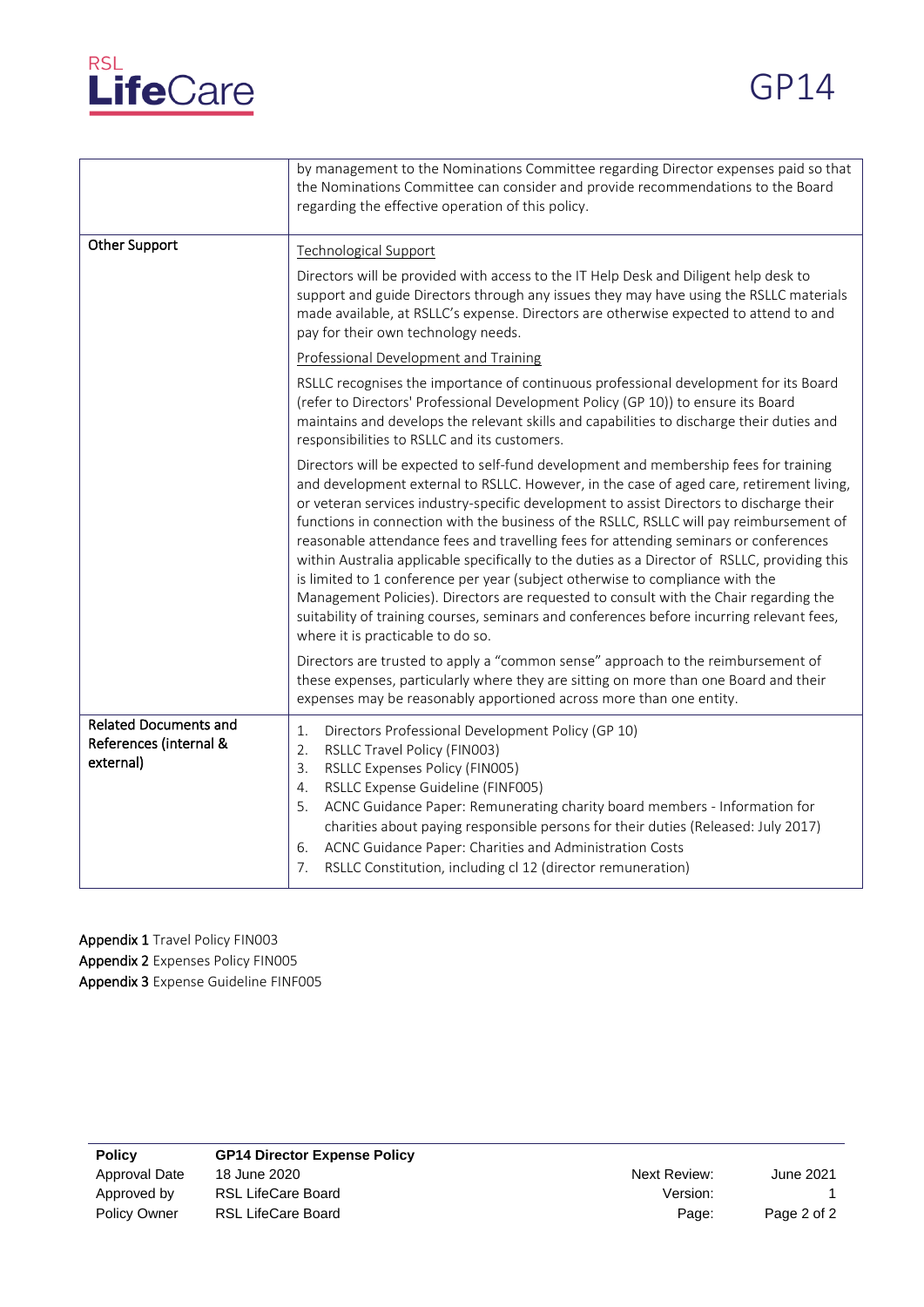| | |
|---|---|
| | by management to the Nominations Committee regarding Director expenses paid so that the Nominations Committee can consider and provide recommendations to the Board regarding the effective operation of this policy. |
| Other Support | Technological Support<br><br>Directors will be provided with access to the IT Help Desk and Diligent help desk to support and guide Directors through any issues they may have using the RSLLC materials made available, at RSLLC's expense. Directors are otherwise expected to attend to and pay for their own technology needs.<br><br>Professional Development and Training<br><br>RSLLC recognises the importance of continuous professional development for its Board (refer to Directors' Professional Development Policy (GP 10)) to ensure its Board maintains and develops the relevant skills and capabilities to discharge their duties and responsibilities to RSLLC and its customers.<br><br>Directors will be expected to self-fund development and membership fees for training and development external to RSLLC. However, in the case of aged care, retirement living, or veteran services industry-specific development to assist Directors to discharge their functions in connection with the business of the RSLLC, RSLLC will pay reimbursement of reasonable attendance fees and travelling fees for attending seminars or conferences within Australia applicable specifically to the duties as a Director of RSLLC, providing this is limited to 1 conference per year (subject otherwise to compliance with the Management Policies). Directors are requested to consult with the Chair regarding the suitability of training courses, seminars and conferences before incurring relevant fees, where it is practicable to do so.<br><br>Directors are trusted to apply a "common sense" approach to the reimbursement of these expenses, particularly where they are sitting on more than one Board and their expenses may be reasonably apportioned across more than one entity. |
| Related Documents and References (internal & external) | 1. Directors Professional Development Policy (GP 10)<br>2. RSLLC Travel Policy (FIN003)<br>3. RSLLC Expenses Policy (FIN005)<br>4. RSLLC Expense Guideline (FINF005)<br>5. ACNC Guidance Paper: Remunerating charity board members - Information for charities about paying responsible persons for their duties (Released: July 2017)<br>6. ACNC Guidance Paper: Charities and Administration Costs<br>7. RSLLC Constitution, including cl 12 (director remuneration) |

**Appendix 1** Travel Policy FIN003
**Appendix 2** Expenses Policy FIN005
**Appendix 3** Expense Guideline FINF005

| | | | |
|---|---|---|---|
| **Policy** | **GP14 Director Expense Policy** | | |
| Approval Date | 18 June 2020 | Next Review: | June 2021 |
| Approved by | RSL LifeCare Board | Version: | 1 |
| Policy Owner | RSL LifeCare Board | | |